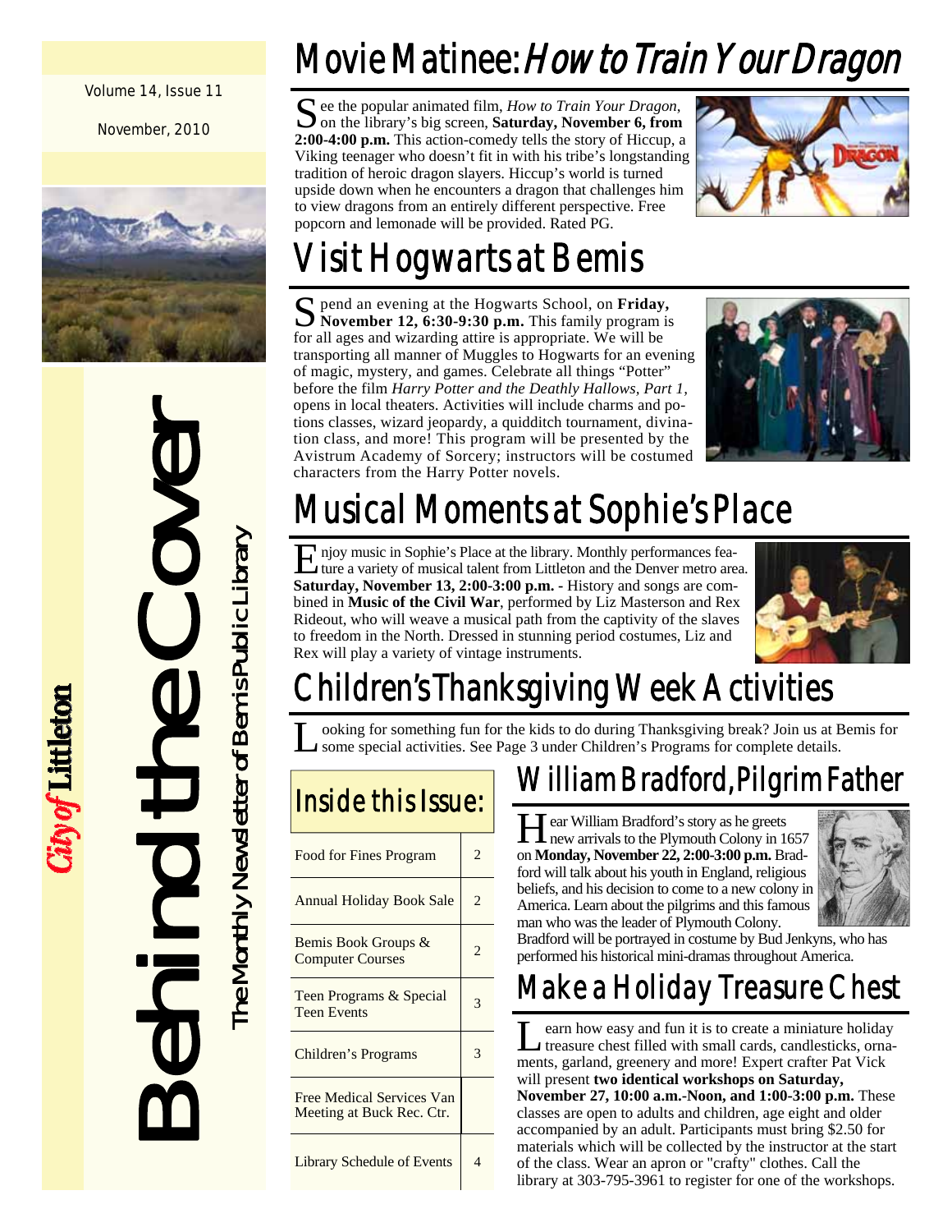Volume 14, Issue 11

November, 2010

# Behind the Cover

The Monthly Newsletter of Bemis Public Library

*City of* **Littleton**

## Movie Matinee: *How to Train Your Dragon*

See the popular animated film, *How to Train Your Dragon*, on the library's big screen, **Saturday, November 6, from 2:00-4:00 p.m.** This action-comedy tells the story of Hiccup, a Viking teenager who doesn't fit in with his tribe's longstanding tradition of heroic dragon slayers. Hiccup's world is turned upside down when he encounters a dragon that challenges him to view dragons from an entirely different perspective. Free popcorn and lemonade will be provided. Rated PG.

## Visit Hogwarts at Bemis

Spend an evening at the Hogwarts School, on **Friday, November 12, 6:30-9:30 p.m.** This family program is for all ages and wizarding attire is appropriate. We will be transporting all manner of Muggles to Hogwarts for an evening of magic, mystery, and games. Celebrate all things "Potter" before the film *Harry Potter and the Deathly Hallows, Part 1,* opens in local theaters. Activities will include charms and potions classes, wizard jeopardy, a quidditch tournament, divination class, and more! This program will be presented by the Avistrum Academy of Sorcery; instructors will be costumed characters from the Harry Potter novels.

## Musical Moments at Sophie's Place

Enjoy music in Sophie's Place at the library. Monthly performances feature a variety of musical talent from Littleton and the Denver metro area. **Saturday, November 13, 2:00-3:00 p.m.** - History and songs are combined in **Music of the Civil War**, performed by Liz Masterson and Rex Rideout, who will weave a musical path from the captivity of the slaves to freedom in the North. Dressed in stunning period costumes, Liz and Rex will play a variety of vintage instruments.

## Children's Thanksgiving Week Activities

Looking for something fun for the kids to do during Thanksgiving break? Join us at Bemis for some special activities. See Page 3 under Children's Programs for complete details.

## Inside this Issue:

| | |
|---|---|
| Food for Fines Program | 2 |
| Annual Holiday Book Sale | 2 |
| Bemis Book Groups & Computer Courses | 2 |
| Teen Programs & Special Teen Events | 3 |
| Children's Programs | 3 |
| Free Medical Services Van Meeting at Buck Rec. Ctr. | |
| Library Schedule of Events | 4 |

## William Bradford, Pilgrim Father

Hear William Bradford's story as he greets new arrivals to the Plymouth Colony in 1657 on **Monday, November 22, 2:00-3:00 p.m.** Bradford will talk about his youth in England, religious beliefs, and his decision to come to a new colony in America. Learn about the pilgrims and this famous man who was the leader of Plymouth Colony. Bradford will be portrayed in costume by Bud Jenkyns, who has performed his historical mini-dramas throughout America.

## Make a Holiday Treasure Chest

Learn how easy and fun it is to create a miniature holiday treasure chest filled with small cards, candlesticks, ornaments, garland, greenery and more! Expert crafter Pat Vick will present **two identical workshops on Saturday, November 27, 10:00 a.m.-Noon, and 1:00-3:00 p.m.** These classes are open to adults and children, age eight and older accompanied by an adult. Participants must bring $2.50 for materials which will be collected by the instructor at the start of the class. Wear an apron or "crafty" clothes. Call the library at 303-795-3961 to register for one of the workshops.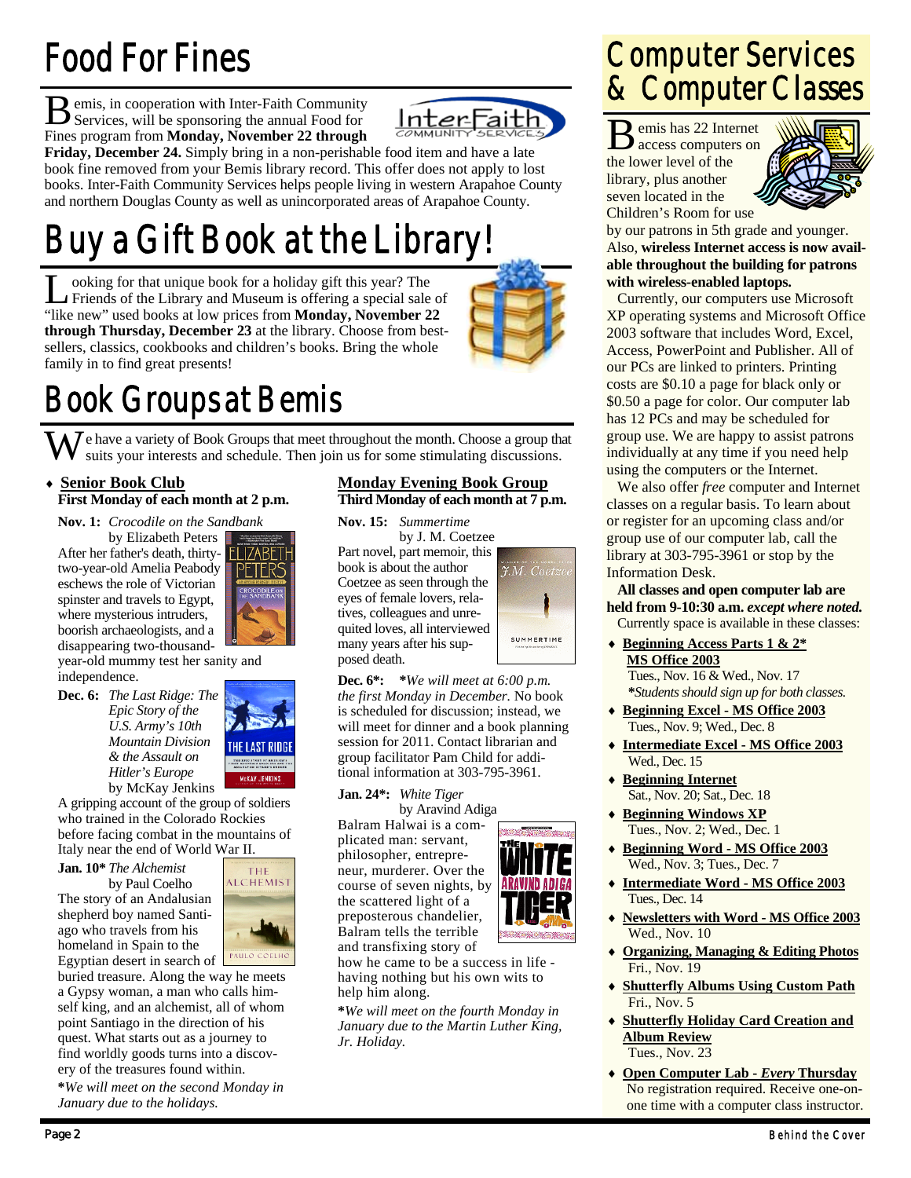# Food For Fines

Bemis, in cooperation with Inter-Faith Community Services, will be sponsoring the annual Food for Fines program from **Monday, November 22 through Friday, December 24.** Simply bring in a non-perishable food item and have a late book fine removed from your Bemis library record. This offer does not apply to lost books. Inter-Faith Community Services helps people living in western Arapahoe County and northern Douglas County as well as unincorporated areas of Arapahoe County.

# Buy a Gift Book at the Library!

Looking for that unique book for a holiday gift this year? The Friends of the Library and Museum is offering a special sale of "like new" used books at low prices from **Monday, November 22 through Thursday, December 23** at the library. Choose from best-sellers, classics, cookbooks and children's books. Bring the whole family in to find great presents!

# Book Groups at Bemis

We have a variety of Book Groups that meet throughout the month. Choose a group that suits your interests and schedule. Then join us for some stimulating discussions.

## Senior Book Club

**First Monday of each month at 2 p.m.**

**Nov. 1:** *Crocodile on the Sandbank* by Elizabeth Peters

After her father's death, thirty-two-year-old Amelia Peabody eschews the role of Victorian spinster and travels to Egypt, where mysterious intruders, boorish archaeologists, and a disappearing two-thousand-year-old mummy test her sanity and independence.

**Dec. 6:** *The Last Ridge: The Epic Story of the U.S. Army's 10th Mountain Division & the Assault on Hitler's Europe* by McKay Jenkins

A gripping account of the group of soldiers who trained in the Colorado Rockies before facing combat in the mountains of Italy near the end of World War II.

**Jan. 10*** *The Alchemist* by Paul Coelho

The story of an Andalusian shepherd boy named Santiago who travels from his homeland in Spain to the Egyptian desert in search of buried treasure. Along the way he meets a Gypsy woman, a man who calls himself king, and an alchemist, all of whom point Santiago in the direction of his quest. What starts out as a journey to find worldly goods turns into a discovery of the treasures found within.

**\****We will meet on the second Monday in January due to the holidays.*

## Monday Evening Book Group

**Third Monday of each month at 7 p.m.**

**Nov. 15:** *Summertime* by J. M. Coetzee

Part novel, part memoir, this book is about the author Coetzee as seen through the eyes of female lovers, relatives, colleagues and unrequited loves, all interviewed many years after his supposed death.

**Dec. 6*:** ***We will meet at 6:00 p.m. the first Monday in December.*** No book is scheduled for discussion; instead, we will meet for dinner and a book planning session for 2011. Contact librarian and group facilitator Pam Child for additional information at 303-795-3961.

**Jan. 24*:** *White Tiger* by Aravind Adiga

Balram Halwai is a complicated man: servant, philosopher, entrepreneur, murderer. Over the course of seven nights, by the scattered light of a preposterous chandelier, Balram tells the terrible and transfixing story of how he came to be a success in life - having nothing but his own wits to help him along.

**\****We will meet on the fourth Monday in January due to the Martin Luther King, Jr. Holiday.*

# Computer Services & Computer Classes

Bemis has 22 Internet access computers on the lower level of the library, plus another seven located in the Children's Room for use by our patrons in 5th grade and younger. Also, **wireless Internet access is now available throughout the building for patrons with wireless-enabled laptops.**

Currently, our computers use Microsoft XP operating systems and Microsoft Office 2003 software that includes Word, Excel, Access, PowerPoint and Publisher. All of our PCs are linked to printers. Printing costs are $0.10 a page for black only or $0.50 a page for color. Our computer lab has 12 PCs and may be scheduled for group use. We are happy to assist patrons individually at any time if you need help using the computers or the Internet.

We also offer *free* computer and Internet classes on a regular basis. To learn about or register for an upcoming class and/or group use of our computer lab, call the library at 303-795-3961 or stop by the Information Desk.

**All classes and open computer lab are held from 9-10:30 a.m.** ***except where noted.*** Currently space is available in these classes:

- **Beginning Access Parts 1 & 2* MS Office 2003**
  Tues., Nov. 16 & Wed., Nov. 17
  *\*Students should sign up for both classes.*
- **Beginning Excel - MS Office 2003**
  Tues., Nov. 9; Wed., Dec. 8
- **Intermediate Excel - MS Office 2003**
  Wed., Dec. 15
- **Beginning Internet**
  Sat., Nov. 20; Sat., Dec. 18
- **Beginning Windows XP**
  Tues., Nov. 2; Wed., Dec. 1
- **Beginning Word - MS Office 2003**
  Wed., Nov. 3; Tues., Dec. 7
- **Intermediate Word - MS Office 2003**
  Tues., Dec. 14
- **Newsletters with Word - MS Office 2003**
  Wed., Nov. 10
- **Organizing, Managing & Editing Photos**
  Fri., Nov. 19
- **Shutterfly Albums Using Custom Path**
  Fri., Nov. 5
- **Shutterfly Holiday Card Creation and Album Review**
  Tues., Nov. 23
- **Open Computer Lab - *Every* Thursday**
  No registration required. Receive one-on-one time with a computer class instructor.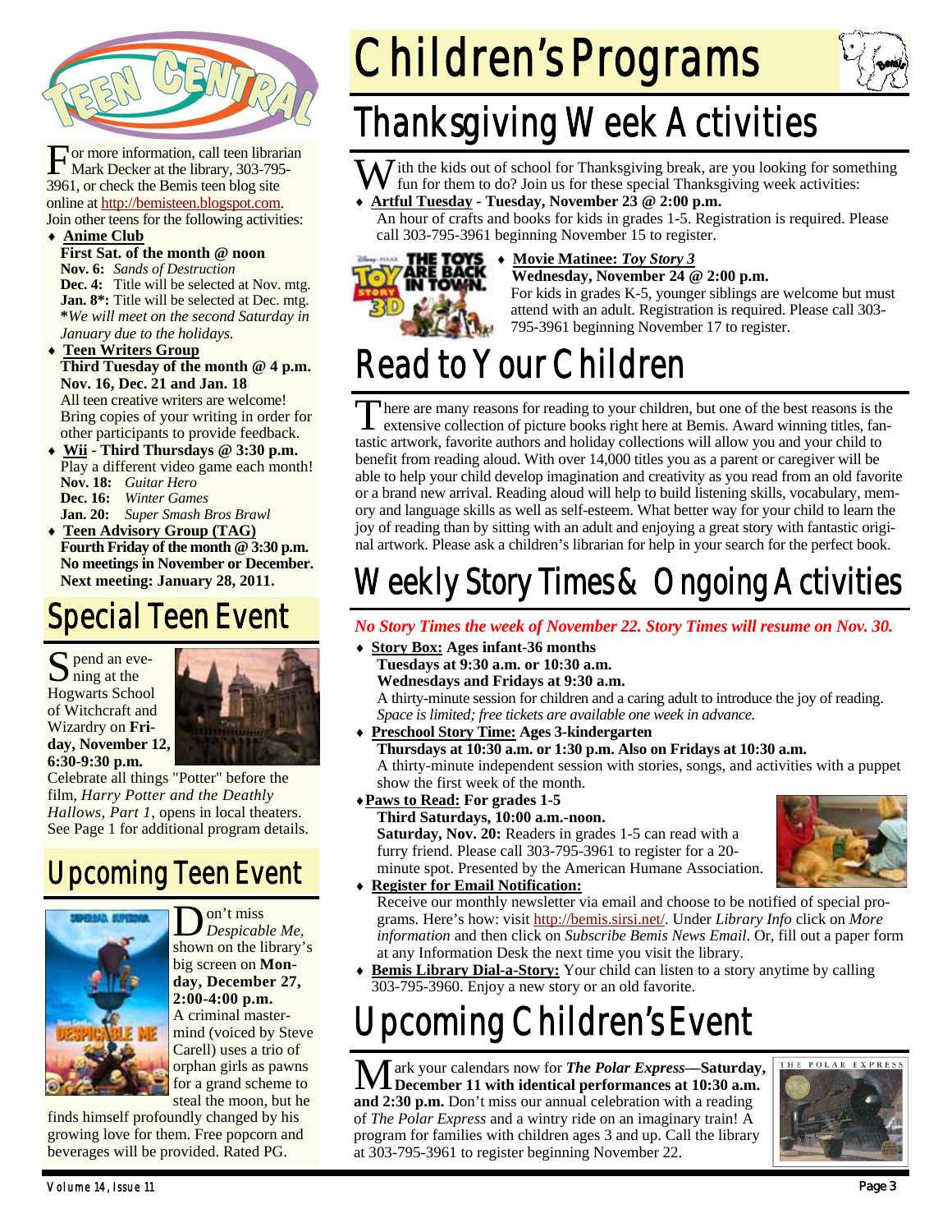# Teen Central

For more information, call teen librarian Mark Decker at the library, 303-795-3961, or check the Bemis teen blog site online at http://bemisteen.blogspot.com. Join other teens for the following activities:

- **Anime Club**
  **First Sat. of the month @ noon**
  **Nov. 6:** *Sands of Destruction*
  **Dec. 4:** Title will be selected at Nov. mtg.
  **Jan. 8*:** Title will be selected at Dec. mtg.
  ***We will meet on the second Saturday in January due to the holidays.***
- **Teen Writers Group**
  **Third Tuesday of the month @ 4 p.m.**
  **Nov. 16, Dec. 21 and Jan. 18**
  All teen creative writers are welcome! Bring copies of your writing in order for other participants to provide feedback.
- **Wii - Third Thursdays @ 3:30 p.m.**
  Play a different video game each month!
  **Nov. 18:** *Guitar Hero*
  **Dec. 16:** *Winter Games*
  **Jan. 20:** *Super Smash Bros Brawl*
- **Teen Advisory Group (TAG)**
  **Fourth Friday of the month @ 3:30 p.m.**
  **No meetings in November or December.**
  **Next meeting: January 28, 2011.**

## Special Teen Event

Spend an evening at the Hogwarts School of Witchcraft and Wizardry on **Friday, November 12, 6:30-9:30 p.m.** Celebrate all things "Potter" before the film, *Harry Potter and the Deathly Hallows, Part 1,* opens in local theaters. See Page 1 for additional program details.

## Upcoming Teen Event

Don't miss *Despicable Me,* shown on the library's big screen on **Monday, December 27, 2:00-4:00 p.m.** A criminal mastermind (voiced by Steve Carell) uses a trio of orphan girls as pawns for a grand scheme to steal the moon, but he finds himself profoundly changed by his growing love for them. Free popcorn and beverages will be provided. Rated PG.

# Children's Programs

## Thanksgiving Week Activities

With the kids out of school for Thanksgiving break, are you looking for something fun for them to do? Join us for these special Thanksgiving week activities:

- **Artful Tuesday - Tuesday, November 23 @ 2:00 p.m.**
  An hour of crafts and books for kids in grades 1-5. Registration is required. Please call 303-795-3961 beginning November 15 to register.
- **Movie Matinee: *Toy Story 3***
  **Wednesday, November 24 @ 2:00 p.m.**
  For kids in grades K-5, younger siblings are welcome but must attend with an adult. Registration is required. Please call 303-795-3961 beginning November 17 to register.

## Read to Your Children

There are many reasons for reading to your children, but one of the best reasons is the extensive collection of picture books right here at Bemis. Award winning titles, fantastic artwork, favorite authors and holiday collections will allow you and your child to benefit from reading aloud. With over 14,000 titles you as a parent or caregiver will be able to help your child develop imagination and creativity as you read from an old favorite or a brand new arrival. Reading aloud will help to build listening skills, vocabulary, memory and language skills as well as self-esteem. What better way for your child to learn the joy of reading than by sitting with an adult and enjoying a great story with fantastic original artwork. Please ask a children's librarian for help in your search for the perfect book.

## Weekly Story Times & Ongoing Activities

***No Story Times the week of November 22. Story Times will resume on Nov. 30.***

- **Story Box: Ages infant-36 months**
  **Tuesdays at 9:30 a.m. or 10:30 a.m.**
  **Wednesdays and Fridays at 9:30 a.m.**
  A thirty-minute session for children and a caring adult to introduce the joy of reading. *Space is limited; free tickets are available one week in advance.*
- **Preschool Story Time: Ages 3-kindergarten**
  **Thursdays at 10:30 a.m. or 1:30 p.m. Also on Fridays at 10:30 a.m.**
  A thirty-minute independent session with stories, songs, and activities with a puppet show the first week of the month.
- **Paws to Read: For grades 1-5**
  **Third Saturdays, 10:00 a.m.-noon.**
  **Saturday, Nov. 20:** Readers in grades 1-5 can read with a furry friend. Please call 303-795-3961 to register for a 20-minute spot. Presented by the American Humane Association.
- **Register for Email Notification:**
  Receive our monthly newsletter via email and choose to be notified of special programs. Here's how: visit http://bemis.sirsi.net/. Under *Library Info* click on *More information* and then click on *Subscribe Bemis News Email*. Or, fill out a paper form at any Information Desk the next time you visit the library.
- **Bemis Library Dial-a-Story:** Your child can listen to a story anytime by calling 303-795-3960. Enjoy a new story or an old favorite.

## Upcoming Children's Event

Mark your calendars now for ***The Polar Express*—Saturday, December 11 with identical performances at 10:30 a.m. and 2:30 p.m.** Don't miss our annual celebration with a reading of *The Polar Express* and a wintry ride on an imaginary train! A program for families with children ages 3 and up. Call the library at 303-795-3961 to register beginning November 22.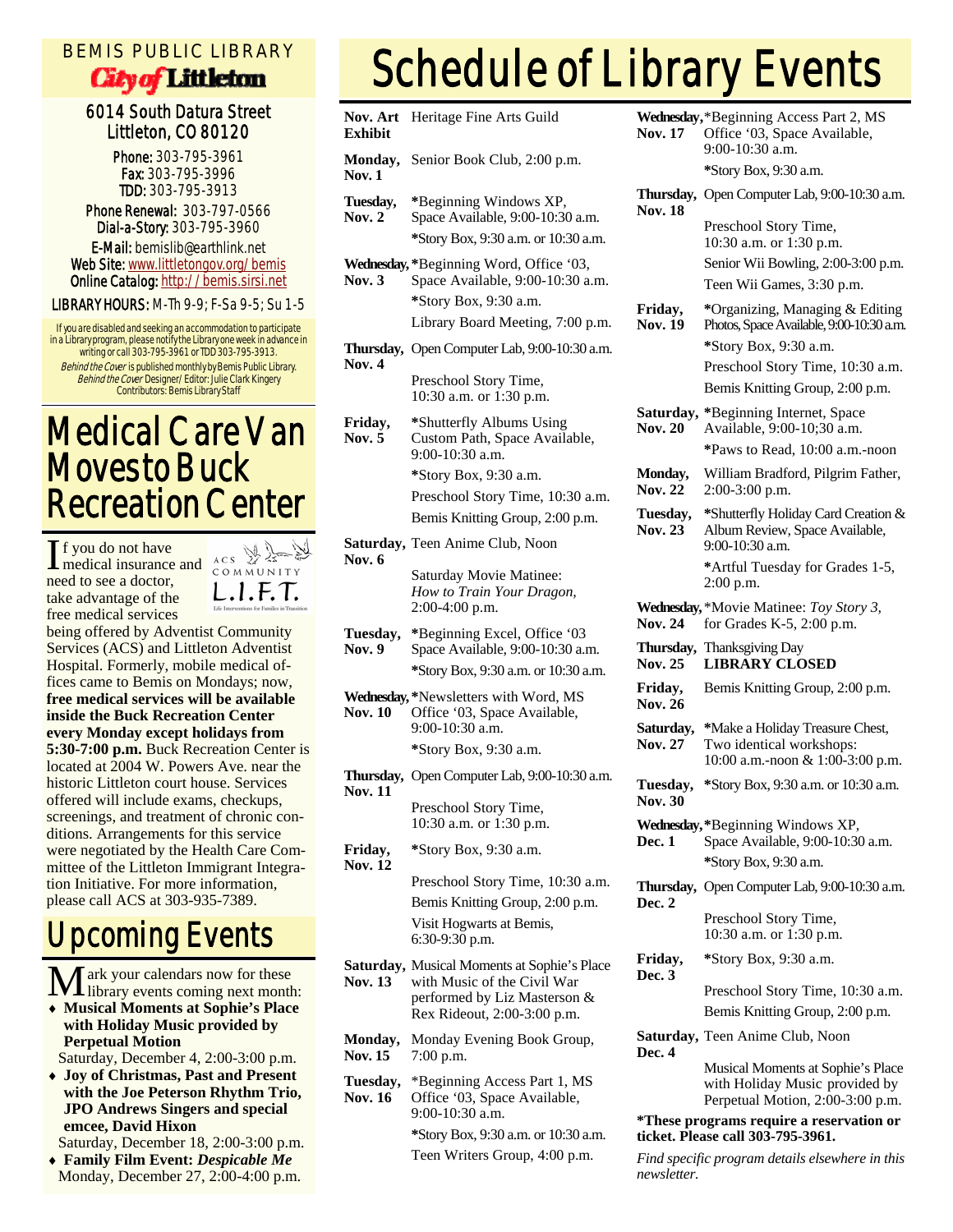BEMIS PUBLIC LIBRARY

**City of Littleton**

6014 South Datura Street
Littleton, CO 80120

Phone: 303-795-3961
Fax: 303-795-3996
TDD: 303-795-3913
Phone Renewal: 303-797-0566
Dial-a-Story: 303-795-3960
E-Mail: bemislib@earthlink.net
Web Site: www.littletongov.org/bemis
Online Catalog: http://bemis.sirsi.net

LIBRARY HOURS: M-Th 9-9; F-Sa 9-5; Su 1-5

If you are disabled and seeking an accommodation to participate in a Library program, please notify the Library one week in advance in writing or call 303-795-3961 or TDD 303-795-3913.
*Behind the Cover* is published monthly by Bemis Public Library.
*Behind the Cover* Designer/Editor: Julie Clark Kingery
Contributors: Bemis Library Staff

# Medical Care Van Moves to Buck Recreation Center

ACS COMMUNITY L.I.F.T. Life Interventions for Families in Transition

If you do not have medical insurance and need to see a doctor, take advantage of the free medical services being offered by Adventist Community Services (ACS) and Littleton Adventist Hospital. Formerly, mobile medical offices came to Bemis on Mondays; now, **free medical services will be available inside the Buck Recreation Center every Monday except holidays from 5:30-7:00 p.m.** Buck Recreation Center is located at 2004 W. Powers Ave. near the historic Littleton court house. Services offered will include exams, checkups, screenings, and treatment of chronic conditions. Arrangements for this service were negotiated by the Health Care Committee of the Littleton Immigrant Integration Initiative. For more information, please call ACS at 303-935-7389.

# Upcoming Events

Mark your calendars now for these library events coming next month:

- **Musical Moments at Sophie's Place with Holiday Music provided by Perpetual Motion**
  Saturday, December 4, 2:00-3:00 p.m.
- **Joy of Christmas, Past and Present with the Joe Peterson Rhythm Trio, JPO Andrews Singers and special emcee, David Hixon**
  Saturday, December 18, 2:00-3:00 p.m.
- **Family Film Event: *Despicable Me***
  Monday, December 27, 2:00-4:00 p.m.

# Schedule of Library Events

| | |
|---|---|
| **Nov. Art Exhibit** | Heritage Fine Arts Guild |
| **Monday, Nov. 1** | Senior Book Club, 2:00 p.m. |
| **Tuesday, Nov. 2** | *Beginning Windows XP, Space Available, 9:00-10:30 a.m.<br>*Story Box, 9:30 a.m. or 10:30 a.m. |
| **Wednesday, Nov. 3** | *Beginning Word, Office '03, Space Available, 9:00-10:30 a.m.<br>*Story Box, 9:30 a.m.<br>Library Board Meeting, 7:00 p.m. |
| **Thursday, Nov. 4** | Open Computer Lab, 9:00-10:30 a.m.<br>Preschool Story Time, 10:30 a.m. or 1:30 p.m. |
| **Friday, Nov. 5** | *Shutterfly Albums Using Custom Path, Space Available, 9:00-10:30 a.m.<br>*Story Box, 9:30 a.m.<br>Preschool Story Time, 10:30 a.m.<br>Bemis Knitting Group, 2:00 p.m. |
| **Saturday, Nov. 6** | Teen Anime Club, Noon<br>Saturday Movie Matinee: *How to Train Your Dragon,* 2:00-4:00 p.m. |
| **Tuesday, Nov. 9** | *Beginning Excel, Office '03 Space Available, 9:00-10:30 a.m.<br>*Story Box, 9:30 a.m. or 10:30 a.m. |
| **Wednesday, Nov. 10** | *Newsletters with Word, MS Office '03, Space Available, 9:00-10:30 a.m.<br>*Story Box, 9:30 a.m. |
| **Thursday, Nov. 11** | Open Computer Lab, 9:00-10:30 a.m.<br>Preschool Story Time, 10:30 a.m. or 1:30 p.m. |
| **Friday, Nov. 12** | *Story Box, 9:30 a.m.<br>Preschool Story Time, 10:30 a.m.<br>Bemis Knitting Group, 2:00 p.m.<br>Visit Hogwarts at Bemis, 6:30-9:30 p.m. |
| **Saturday, Nov. 13** | Musical Moments at Sophie's Place with Music of the Civil War performed by Liz Masterson & Rex Rideout, 2:00-3:00 p.m. |
| **Monday, Nov. 15** | Monday Evening Book Group, 7:00 p.m. |
| **Tuesday, Nov. 16** | *Beginning Access Part 1, MS Office '03, Space Available, 9:00-10:30 a.m.<br>*Story Box, 9:30 a.m. or 10:30 a.m.<br>Teen Writers Group, 4:00 p.m. |
| **Wednesday, Nov. 17** | *Beginning Access Part 2, MS Office '03, Space Available, 9:00-10:30 a.m.<br>*Story Box, 9:30 a.m. |
| **Thursday, Nov. 18** | Open Computer Lab, 9:00-10:30 a.m.<br>Preschool Story Time, 10:30 a.m. or 1:30 p.m.<br>Senior Wii Bowling, 2:00-3:00 p.m.<br>Teen Wii Games, 3:30 p.m. |
| **Friday, Nov. 19** | *Organizing, Managing & Editing Photos, Space Available, 9:00-10:30 a.m.<br>*Story Box, 9:30 a.m.<br>Preschool Story Time, 10:30 a.m.<br>Bemis Knitting Group, 2:00 p.m. |
| **Saturday, Nov. 20** | *Beginning Internet, Space Available, 9:00-10;30 a.m.<br>*Paws to Read, 10:00 a.m.-noon |
| **Monday, Nov. 22** | William Bradford, Pilgrim Father, 2:00-3:00 p.m. |
| **Tuesday, Nov. 23** | *Shutterfly Holiday Card Creation & Album Review, Space Available, 9:00-10:30 a.m.<br>*Artful Tuesday for Grades 1-5, 2:00 p.m. |
| **Wednesday, Nov. 24** | *Movie Matinee: *Toy Story 3,* for Grades K-5, 2:00 p.m. |
| **Thursday, Nov. 25** | Thanksgiving Day<br>**LIBRARY CLOSED** |
| **Friday, Nov. 26** | Bemis Knitting Group, 2:00 p.m. |
| **Saturday, Nov. 27** | *Make a Holiday Treasure Chest, Two identical workshops: 10:00 a.m.-noon & 1:00-3:00 p.m. |
| **Tuesday, Nov. 30** | *Story Box, 9:30 a.m. or 10:30 a.m. |
| **Wednesday, Dec. 1** | *Beginning Windows XP, Space Available, 9:00-10:30 a.m.<br>*Story Box, 9:30 a.m. |
| **Thursday, Dec. 2** | Open Computer Lab, 9:00-10:30 a.m.<br>Preschool Story Time, 10:30 a.m. or 1:30 p.m. |
| **Friday, Dec. 3** | *Story Box, 9:30 a.m.<br>Preschool Story Time, 10:30 a.m.<br>Bemis Knitting Group, 2:00 p.m. |
| **Saturday, Dec. 4** | Teen Anime Club, Noon<br>Musical Moments at Sophie's Place with Holiday Music provided by Perpetual Motion, 2:00-3:00 p.m. |

**\*These programs require a reservation or ticket. Please call 303-795-3961.**

*Find specific program details elsewhere in this newsletter.*